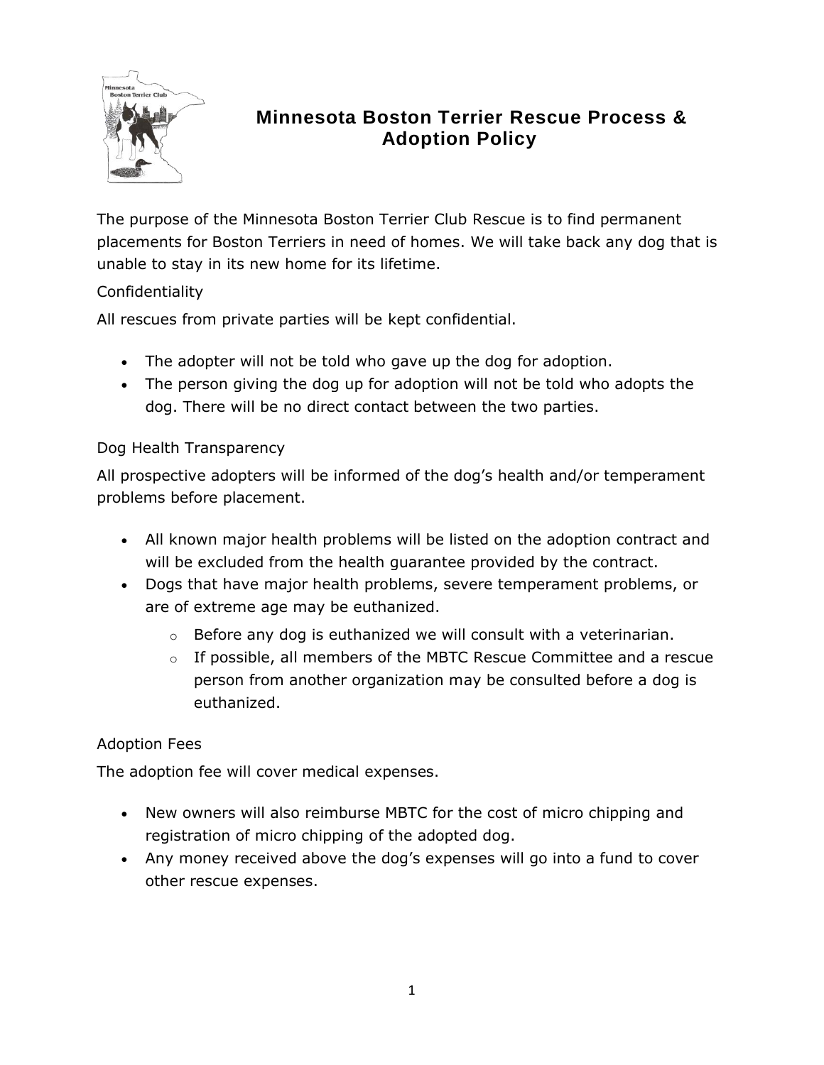# Minnesota Boston Terrier Rescue Process & Adoption Policy

The purpose of the Minnesota Boston Terrier Club Rescue is to find permanent placements for Boston Terriers in need of homes. We will take back any dog that is unable to stay in its new home for its lifetime.

## Confidentiality

All rescues from private parties will be kept confidential.

- The adopter will not be told who gave up the dog for adoption.
- The person giving the dog up for adoption will not be told who adopts the dog. There will be no direct contact between the two parties.

## Dog Health Transparency

All prospective adopters will be informed of the dog's health and/or temperament problems before placement.

- All known major health problems will be listed on the adoption contract and will be excluded from the health guarantee provided by the contract.
- Dogs that have major health problems, severe temperament problems, or are of extreme age may be euthanized.
  - Before any dog is euthanized we will consult with a veterinarian.
  - If possible, all members of the MBTC Rescue Committee and a rescue person from another organization may be consulted before a dog is euthanized.

## Adoption Fees

The adoption fee will cover medical expenses.

- New owners will also reimburse MBTC for the cost of micro chipping and registration of micro chipping of the adopted dog.
- Any money received above the dog's expenses will go into a fund to cover other rescue expenses.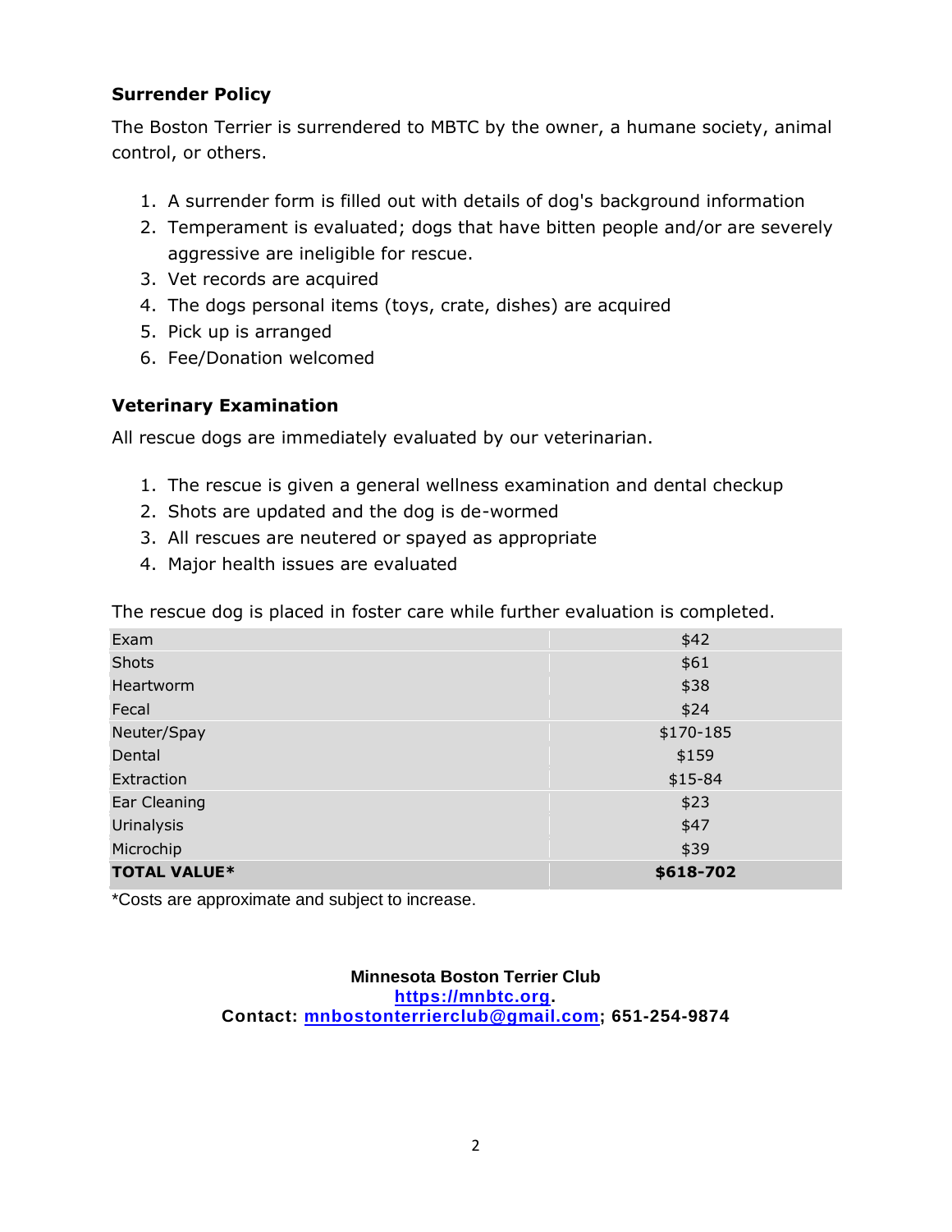### Surrender Policy

The Boston Terrier is surrendered to MBTC by the owner, a humane society, animal control, or others.

1. A surrender form is filled out with details of dog's background information
2. Temperament is evaluated; dogs that have bitten people and/or are severely aggressive are ineligible for rescue.
3. Vet records are acquired
4. The dogs personal items (toys, crate, dishes) are acquired
5. Pick up is arranged
6. Fee/Donation welcomed

### Veterinary Examination

All rescue dogs are immediately evaluated by our veterinarian.

1. The rescue is given a general wellness examination and dental checkup
2. Shots are updated and the dog is de-wormed
3. All rescues are neutered or spayed as appropriate
4. Major health issues are evaluated

The rescue dog is placed in foster care while further evaluation is completed.

| | |
|---|---|
| Exam | $42 |
| Shots | $61 |
| Heartworm | $38 |
| Fecal | $24 |
| Neuter/Spay | $170-185 |
| Dental | $159 |
| Extraction | $15-84 |
| Ear Cleaning | $23 |
| Urinalysis | $47 |
| Microchip | $39 |
| **TOTAL VALUE*** | **$618-702** |

*Costs are approximate and subject to increase.

**Minnesota Boston Terrier Club**
**https://mnbtc.org.**
**Contact: mnbostonterrierclub@gmail.com; 651-254-9874**